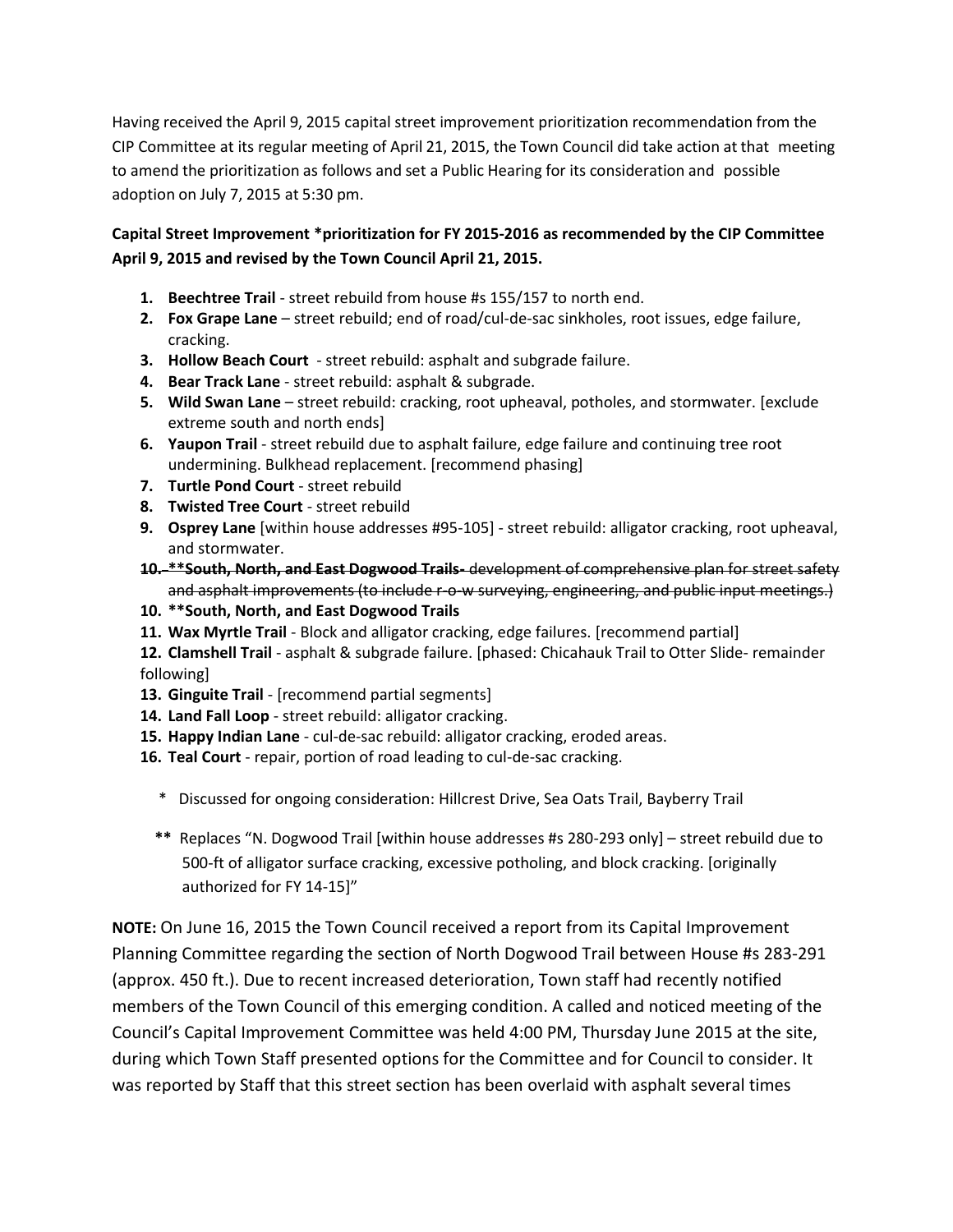Having received the April 9, 2015 capital street improvement prioritization recommendation from the CIP Committee at its regular meeting of April 21, 2015, the Town Council did take action at that meeting to amend the prioritization as follows and set a Public Hearing for its consideration and possible adoption on July 7, 2015 at 5:30 pm.

**Capital Street Improvement *prioritization for FY 2015-2016 as recommended by the CIP Committee April 9, 2015 and revised by the Town Council April 21, 2015.**

1. **Beechtree Trail** - street rebuild from house #s 155/157 to north end.
2. **Fox Grape Lane** – street rebuild; end of road/cul-de-sac sinkholes, root issues, edge failure, cracking.
3. **Hollow Beach Court** - street rebuild: asphalt and subgrade failure.
4. **Bear Track Lane** - street rebuild: asphalt & subgrade.
5. **Wild Swan Lane** – street rebuild: cracking, root upheaval, potholes, and stormwater. [exclude extreme south and north ends]
6. **Yaupon Trail** - street rebuild due to asphalt failure, edge failure and continuing tree root undermining. Bulkhead replacement. [recommend phasing]
7. **Turtle Pond Court** - street rebuild
8. **Twisted Tree Court** - street rebuild
9. **Osprey Lane** [within house addresses #95-105] - street rebuild: alligator cracking, root upheaval, and stormwater.
10. ~~**\*\*South, North, and East Dogwood Trails-** development of comprehensive plan for street safety and asphalt improvements (to include r-o-w surveying, engineering, and public input meetings.)~~
10. **\*\*South, North, and East Dogwood Trails**
11. **Wax Myrtle Trail** - Block and alligator cracking, edge failures. [recommend partial]
12. **Clamshell Trail** - asphalt & subgrade failure. [phased: Chicahauk Trail to Otter Slide- remainder following]
13. **Ginguite Trail** - [recommend partial segments]
14. **Land Fall Loop** - street rebuild: alligator cracking.
15. **Happy Indian Lane** - cul-de-sac rebuild: alligator cracking, eroded areas.
16. **Teal Court** - repair, portion of road leading to cul-de-sac cracking.

\* Discussed for ongoing consideration: Hillcrest Drive, Sea Oats Trail, Bayberry Trail

**\*\*** Replaces "N. Dogwood Trail [within house addresses #s 280-293 only] – street rebuild due to 500-ft of alligator surface cracking, excessive potholing, and block cracking. [originally authorized for FY 14-15]"

**NOTE:** On June 16, 2015 the Town Council received a report from its Capital Improvement Planning Committee regarding the section of North Dogwood Trail between House #s 283-291 (approx. 450 ft.). Due to recent increased deterioration, Town staff had recently notified members of the Town Council of this emerging condition. A called and noticed meeting of the Council's Capital Improvement Committee was held 4:00 PM, Thursday June 2015 at the site, during which Town Staff presented options for the Committee and for Council to consider. It was reported by Staff that this street section has been overlaid with asphalt several times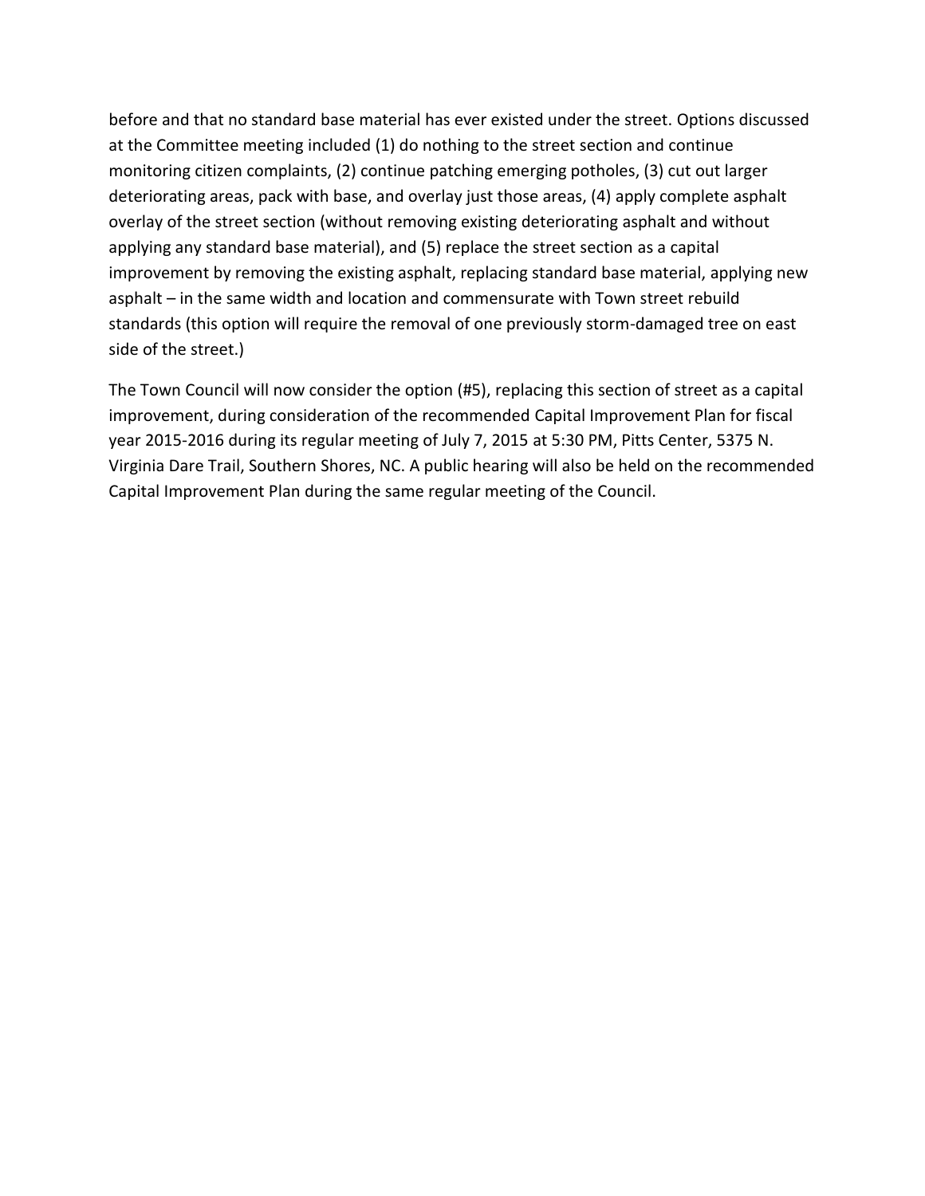before and that no standard base material has ever existed under the street. Options discussed at the Committee meeting included (1) do nothing to the street section and continue monitoring citizen complaints, (2) continue patching emerging potholes, (3) cut out larger deteriorating areas, pack with base, and overlay just those areas, (4) apply complete asphalt overlay of the street section (without removing existing deteriorating asphalt and without applying any standard base material), and (5) replace the street section as a capital improvement by removing the existing asphalt, replacing standard base material, applying new asphalt – in the same width and location and commensurate with Town street rebuild standards (this option will require the removal of one previously storm-damaged tree on east side of the street.)

The Town Council will now consider the option (#5), replacing this section of street as a capital improvement, during consideration of the recommended Capital Improvement Plan for fiscal year 2015-2016 during its regular meeting of July 7, 2015 at 5:30 PM, Pitts Center, 5375 N. Virginia Dare Trail, Southern Shores, NC. A public hearing will also be held on the recommended Capital Improvement Plan during the same regular meeting of the Council.